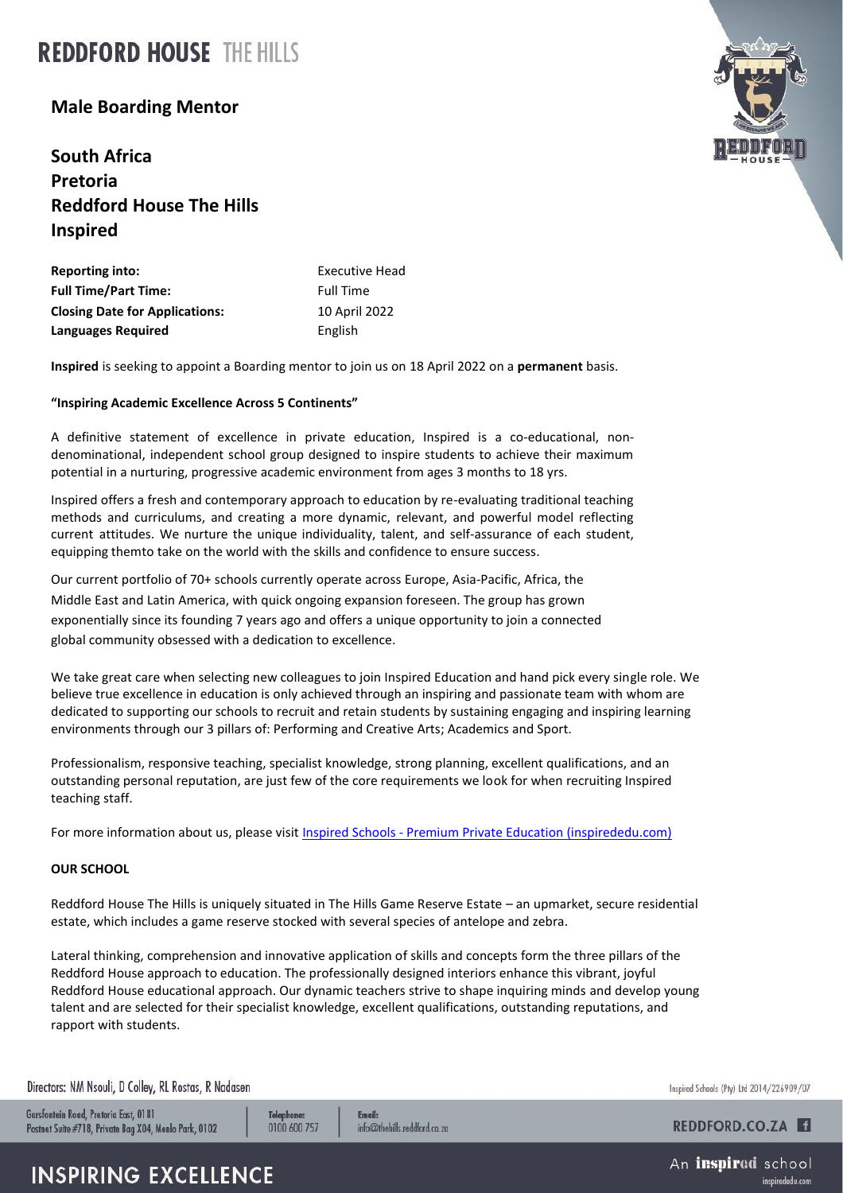# REDDFORD HOUSE THE HILLS

## Male Boarding Mentor

## South Africa
## Pretoria
## Reddford House The Hills
## Inspired

| | |
|---|---|
| **Reporting into:** | Executive Head |
| **Full Time/Part Time:** | Full Time |
| **Closing Date for Applications:** | 10 April 2022 |
| **Languages Required** | English |

**Inspired** is seeking to appoint a Boarding mentor to join us on 18 April 2022 on a **permanent** basis.

**"Inspiring Academic Excellence Across 5 Continents"**

A definitive statement of excellence in private education, Inspired is a co-educational, non-denominational, independent school group designed to inspire students to achieve their maximum potential in a nurturing, progressive academic environment from ages 3 months to 18 yrs.

Inspired offers a fresh and contemporary approach to education by re-evaluating traditional teaching methods and curriculums, and creating a more dynamic, relevant, and powerful model reflecting current attitudes. We nurture the unique individuality, talent, and self-assurance of each student, equipping themto take on the world with the skills and confidence to ensure success.

Our current portfolio of 70+ schools currently operate across Europe, Asia-Pacific, Africa, the Middle East and Latin America, with quick ongoing expansion foreseen. The group has grown exponentially since its founding 7 years ago and offers a unique opportunity to join a connected global community obsessed with a dedication to excellence.

We take great care when selecting new colleagues to join Inspired Education and hand pick every single role. We believe true excellence in education is only achieved through an inspiring and passionate team with whom are dedicated to supporting our schools to recruit and retain students by sustaining engaging and inspiring learning environments through our 3 pillars of: Performing and Creative Arts; Academics and Sport.

Professionalism, responsive teaching, specialist knowledge, strong planning, excellent qualifications, and an outstanding personal reputation, are just few of the core requirements we look for when recruiting Inspired teaching staff.

For more information about us, please visit [Inspired Schools - Premium Private Education (inspirededu.com)](https://inspirededu.com)

**OUR SCHOOL**

Reddford House The Hills is uniquely situated in The Hills Game Reserve Estate – an upmarket, secure residential estate, which includes a game reserve stocked with several species of antelope and zebra.

Lateral thinking, comprehension and innovative application of skills and concepts form the three pillars of the Reddford House approach to education. The professionally designed interiors enhance this vibrant, joyful Reddford House educational approach. Our dynamic teachers strive to shape inquiring minds and develop young talent and are selected for their specialist knowledge, excellent qualifications, outstanding reputations, and rapport with students.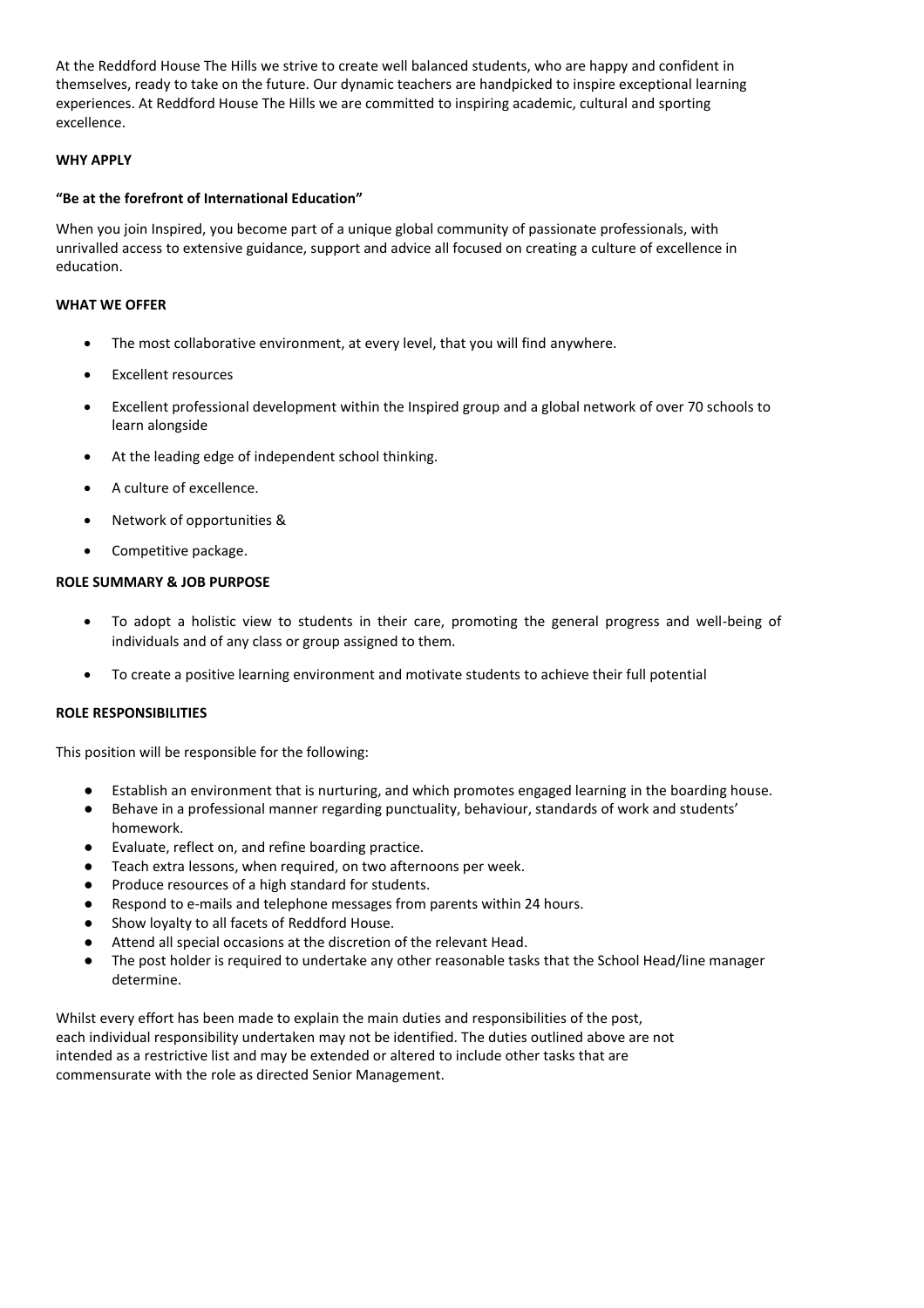At the Reddford House The Hills we strive to create well balanced students, who are happy and confident in themselves, ready to take on the future. Our dynamic teachers are handpicked to inspire exceptional learning experiences. At Reddford House The Hills we are committed to inspiring academic, cultural and sporting excellence.

**WHY APPLY**

**"Be at the forefront of International Education"**

When you join Inspired, you become part of a unique global community of passionate professionals, with unrivalled access to extensive guidance, support and advice all focused on creating a culture of excellence in education.

**WHAT WE OFFER**

- The most collaborative environment, at every level, that you will find anywhere.
- Excellent resources
- Excellent professional development within the Inspired group and a global network of over 70 schools to learn alongside
- At the leading edge of independent school thinking.
- A culture of excellence.
- Network of opportunities &
- Competitive package.

**ROLE SUMMARY & JOB PURPOSE**

- To adopt a holistic view to students in their care, promoting the general progress and well-being of individuals and of any class or group assigned to them.
- To create a positive learning environment and motivate students to achieve their full potential

**ROLE RESPONSIBILITIES**

This position will be responsible for the following:

- Establish an environment that is nurturing, and which promotes engaged learning in the boarding house.
- Behave in a professional manner regarding punctuality, behaviour, standards of work and students' homework.
- Evaluate, reflect on, and refine boarding practice.
- Teach extra lessons, when required, on two afternoons per week.
- Produce resources of a high standard for students.
- Respond to e-mails and telephone messages from parents within 24 hours.
- Show loyalty to all facets of Reddford House.
- Attend all special occasions at the discretion of the relevant Head.
- The post holder is required to undertake any other reasonable tasks that the School Head/line manager determine.

Whilst every effort has been made to explain the main duties and responsibilities of the post, each individual responsibility undertaken may not be identified. The duties outlined above are not intended as a restrictive list and may be extended or altered to include other tasks that are commensurate with the role as directed Senior Management.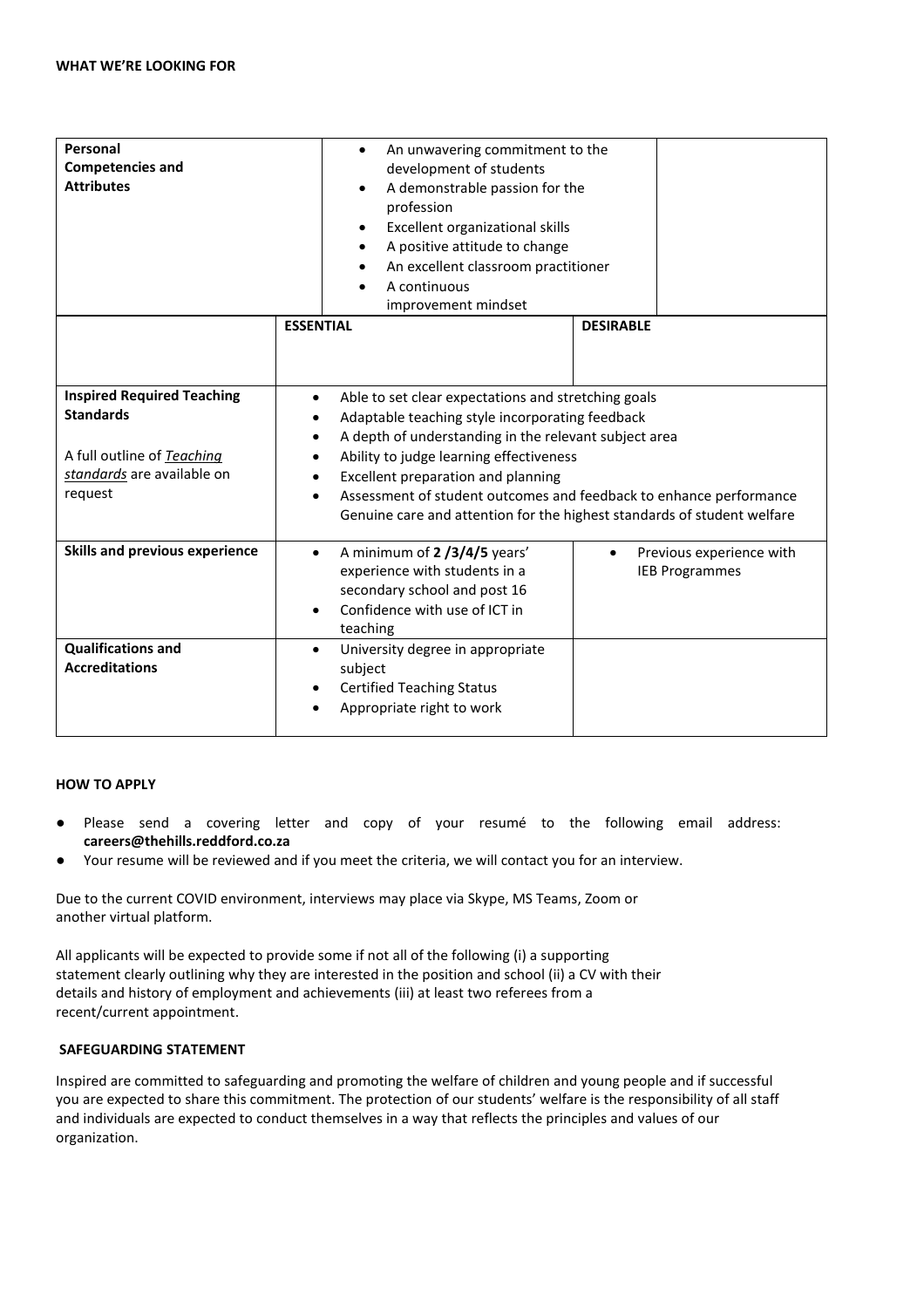**WHAT WE'RE LOOKING FOR**

| Personal Competencies and Attributes | • An unwavering commitment to the development of students<br>• A demonstrable passion for the profession<br>• Excellent organizational skills<br>• A positive attitude to change<br>• An excellent classroom practitioner<br>• A continuous improvement mindset | |
|---|---|---|
| | **ESSENTIAL** | **DESIRABLE** |
| **Inspired Required Teaching Standards**<br><br>A full outline of *Teaching standards* are available on request | • Able to set clear expectations and stretching goals<br>• Adaptable teaching style incorporating feedback<br>• A depth of understanding in the relevant subject area<br>• Ability to judge learning effectiveness<br>• Excellent preparation and planning<br>• Assessment of student outcomes and feedback to enhance performance<br>• Genuine care and attention for the highest standards of student welfare | |
| **Skills and previous experience** | • A minimum of **2 /3/4/5** years' experience with students in a secondary school and post 16<br>• Confidence with use of ICT in teaching | • Previous experience with IEB Programmes |
| **Qualifications and Accreditations** | • University degree in appropriate subject<br>• Certified Teaching Status<br>• Appropriate right to work | |

**HOW TO APPLY**

- Please send a covering letter and copy of your resumé to the following email address: **careers@thehills.reddford.co.za**
- Your resume will be reviewed and if you meet the criteria, we will contact you for an interview.

Due to the current COVID environment, interviews may place via Skype, MS Teams, Zoom or another virtual platform.

All applicants will be expected to provide some if not all of the following (i) a supporting statement clearly outlining why they are interested in the position and school (ii) a CV with their details and history of employment and achievements (iii) at least two referees from a recent/current appointment.

**SAFEGUARDING STATEMENT**

Inspired are committed to safeguarding and promoting the welfare of children and young people and if successful you are expected to share this commitment. The protection of our students' welfare is the responsibility of all staff and individuals are expected to conduct themselves in a way that reflects the principles and values of our organization.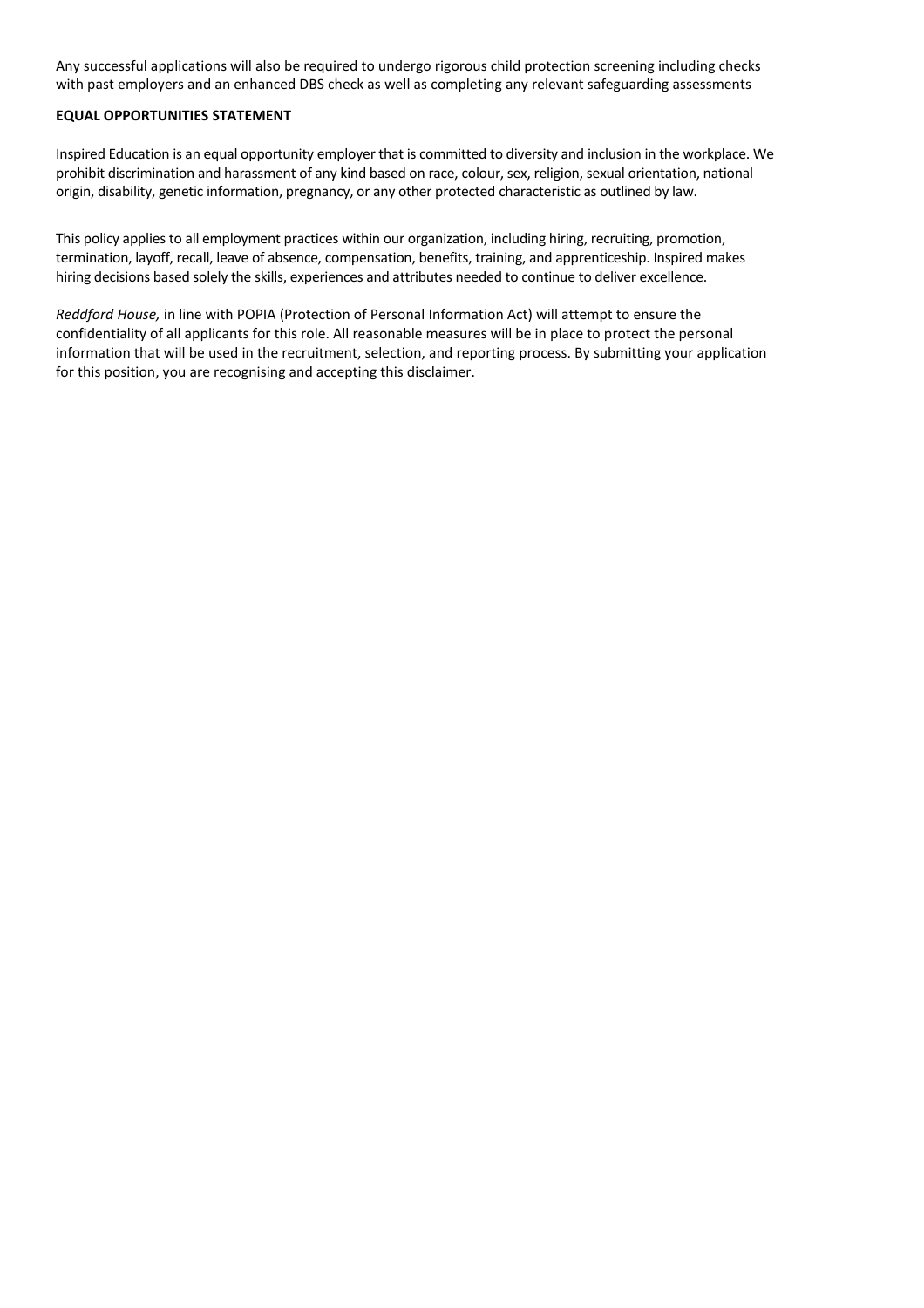Any successful applications will also be required to undergo rigorous child protection screening including checks with past employers and an enhanced DBS check as well as completing any relevant safeguarding assessments

**EQUAL OPPORTUNITIES STATEMENT**

Inspired Education is an equal opportunity employer that is committed to diversity and inclusion in the workplace. We prohibit discrimination and harassment of any kind based on race, colour, sex, religion, sexual orientation, national origin, disability, genetic information, pregnancy, or any other protected characteristic as outlined by law.

This policy applies to all employment practices within our organization, including hiring, recruiting, promotion, termination, layoff, recall, leave of absence, compensation, benefits, training, and apprenticeship. Inspired makes hiring decisions based solely the skills, experiences and attributes needed to continue to deliver excellence.

*Reddford House,* in line with POPIA (Protection of Personal Information Act) will attempt to ensure the confidentiality of all applicants for this role. All reasonable measures will be in place to protect the personal information that will be used in the recruitment, selection, and reporting process. By submitting your application for this position, you are recognising and accepting this disclaimer.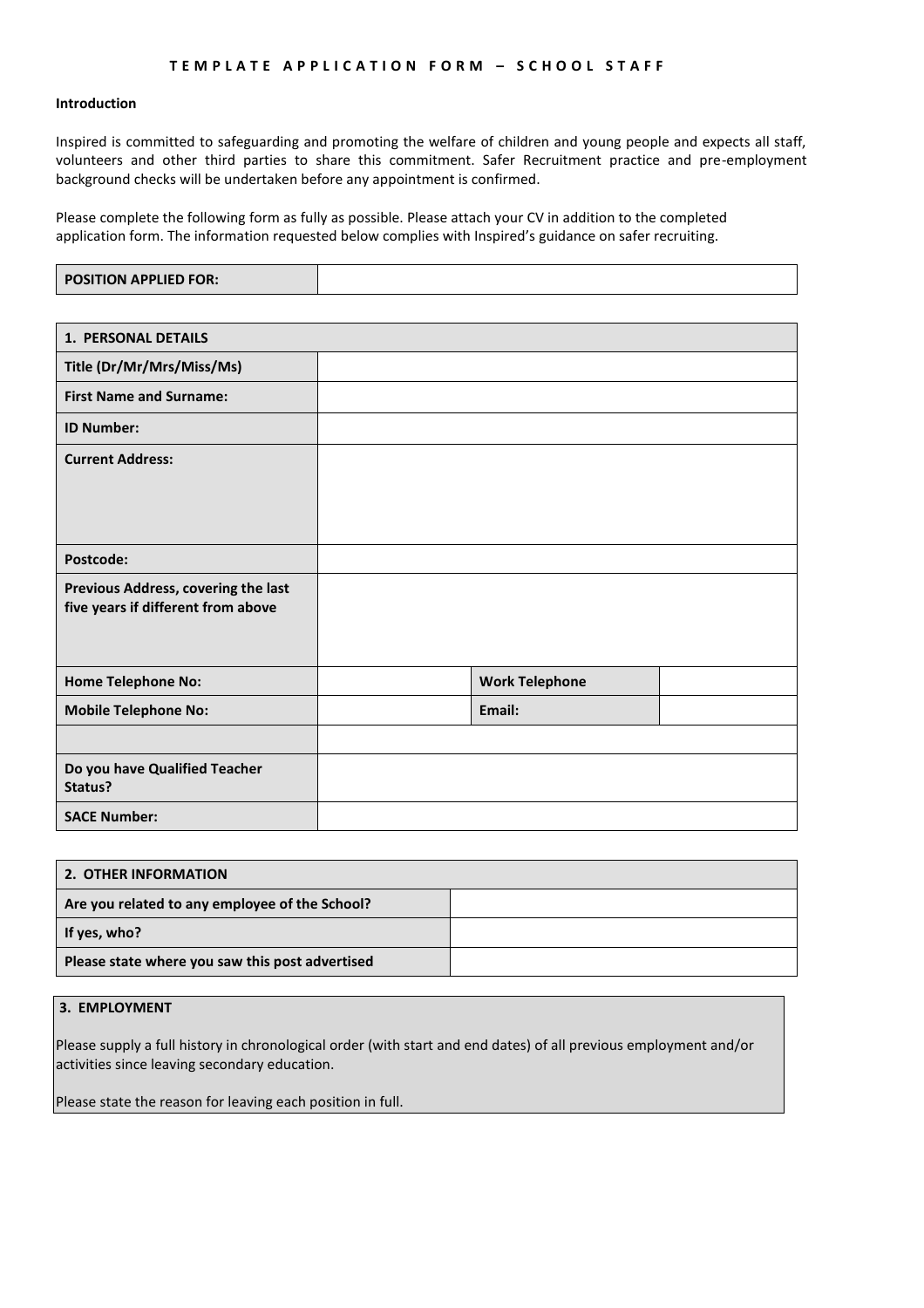# T E M P L A T E  A P P L I C A T I O N  F O R M – S C H O O L  S T A F F

**Introduction**

Inspired is committed to safeguarding and promoting the welfare of children and young people and expects all staff, volunteers and other third parties to share this commitment. Safer Recruitment practice and pre-employment background checks will be undertaken before any appointment is confirmed.

Please complete the following form as fully as possible. Please attach your CV in addition to the completed application form. The information requested below complies with Inspired's guidance on safer recruiting.

| **POSITION APPLIED FOR:** | |
|---|---|

| **1. PERSONAL DETAILS** | | | |
|---|---|---|---|
| **Title (Dr/Mr/Mrs/Miss/Ms)** | | | |
| **First Name and Surname:** | | | |
| **ID Number:** | | | |
| **Current Address:** | | | |
| **Postcode:** | | | |
| **Previous Address, covering the last five years if different from above** | | | |
| **Home Telephone No:** | | **Work Telephone** | |
| **Mobile Telephone No:** | | **Email:** | |
| | | | |
| **Do you have Qualified Teacher Status?** | | | |
| **SACE Number:** | | | |

| **2. OTHER INFORMATION** | |
|---|---|
| **Are you related to any employee of the School?** | |
| **If yes, who?** | |
| **Please state where you saw this post advertised** | |

**3. EMPLOYMENT**

Please supply a full history in chronological order (with start and end dates) of all previous employment and/or activities since leaving secondary education.

Please state the reason for leaving each position in full.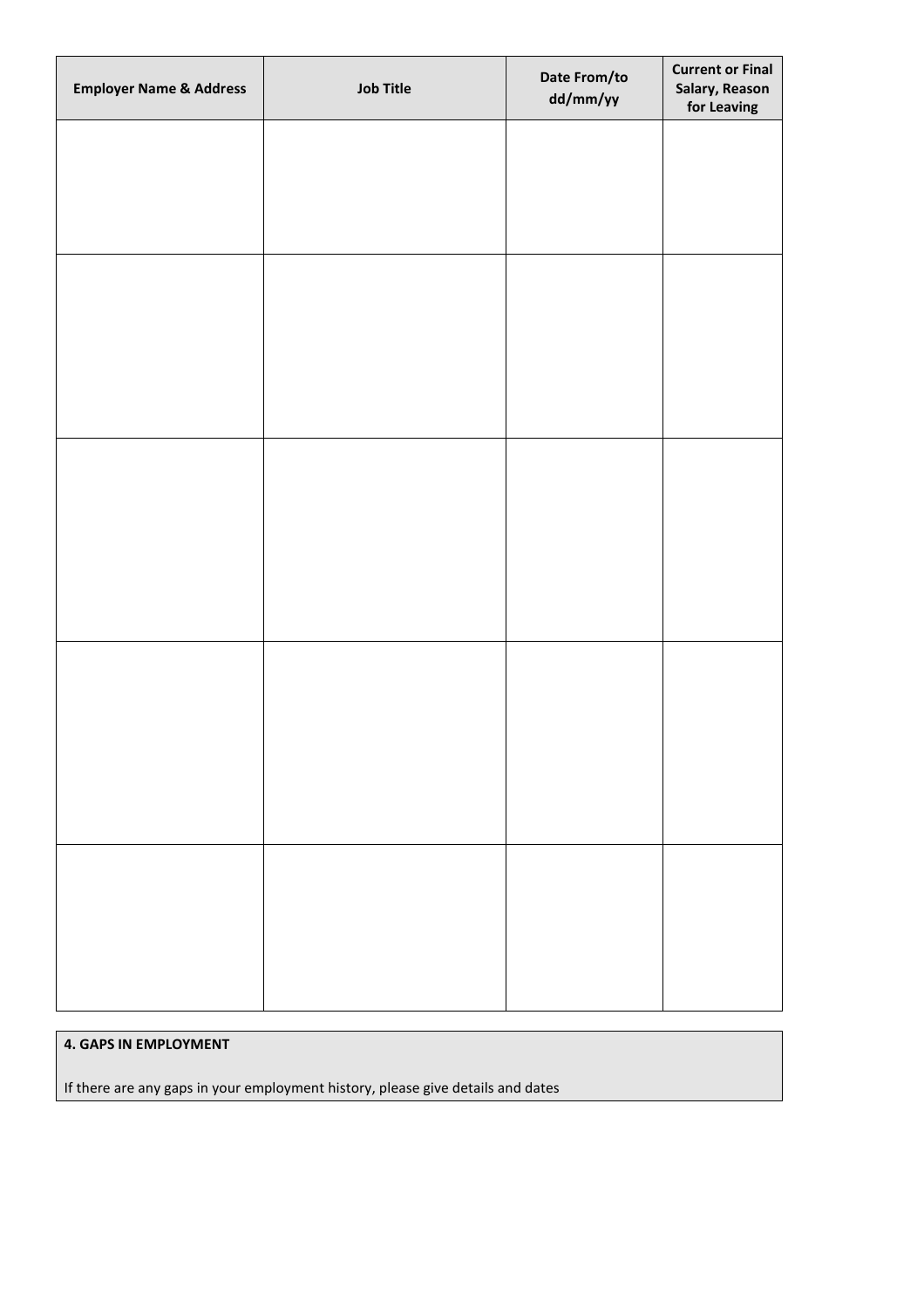| Employer Name & Address | Job Title | Date From/to dd/mm/yy | Current or Final Salary, Reason for Leaving |
| --- | --- | --- | --- |
| | | | |
| | | | |
| | | | |
| | | | |
| | | | |

**4. GAPS IN EMPLOYMENT**

If there are any gaps in your employment history, please give details and dates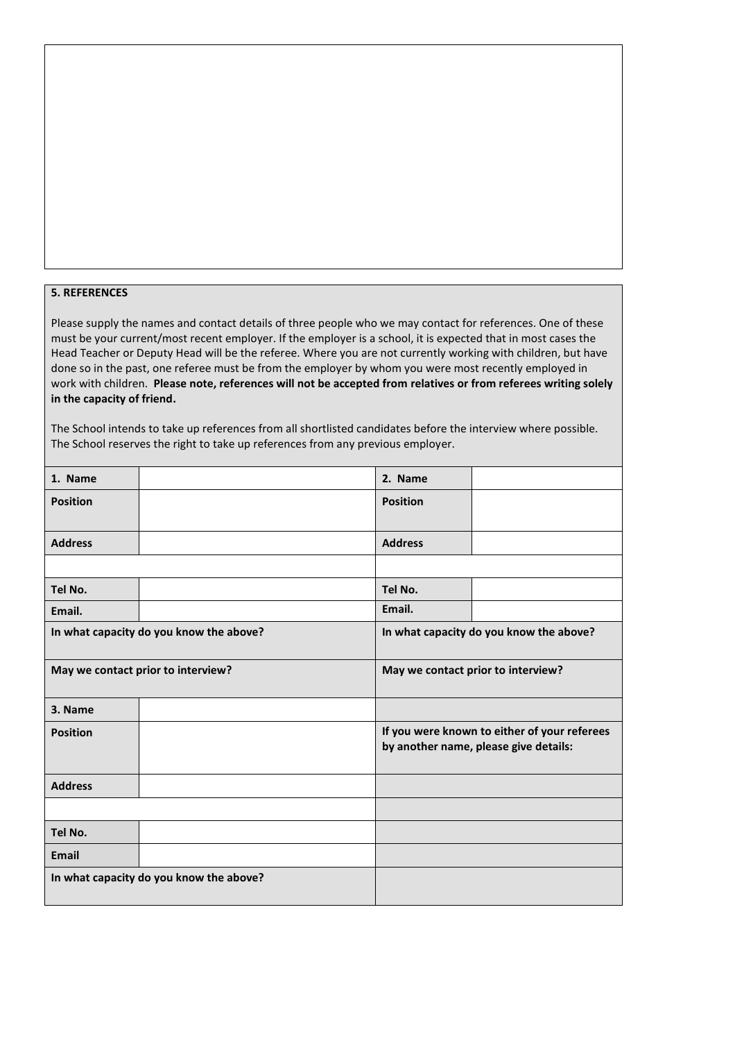## 5. REFERENCES

Please supply the names and contact details of three people who we may contact for references. One of these must be your current/most recent employer. If the employer is a school, it is expected that in most cases the Head Teacher or Deputy Head will be the referee. Where you are not currently working with children, but have done so in the past, one referee must be from the employer by whom you were most recently employed in work with children. **Please note, references will not be accepted from relatives or from referees writing solely in the capacity of friend.**

The School intends to take up references from all shortlisted candidates before the interview where possible. The School reserves the right to take up references from any previous employer.

| | | | |
|---|---|---|---|
| **1. Name** | | **2. Name** | |
| **Position** | | **Position** | |
| **Address** | | **Address** | |
| | | | |
| **Tel No.** | | **Tel No.** | |
| **Email.** | | **Email.** | |
| **In what capacity do you know the above?** | | **In what capacity do you know the above?** | |
| **May we contact prior to interview?** | | **May we contact prior to interview?** | |
| **3. Name** | | | |
| **Position** | | **If you were known to either of your referees by another name, please give details:** | |
| **Address** | | | |
| | | | |
| **Tel No.** | | | |
| **Email** | | | |
| **In what capacity do you know the above?** | | | |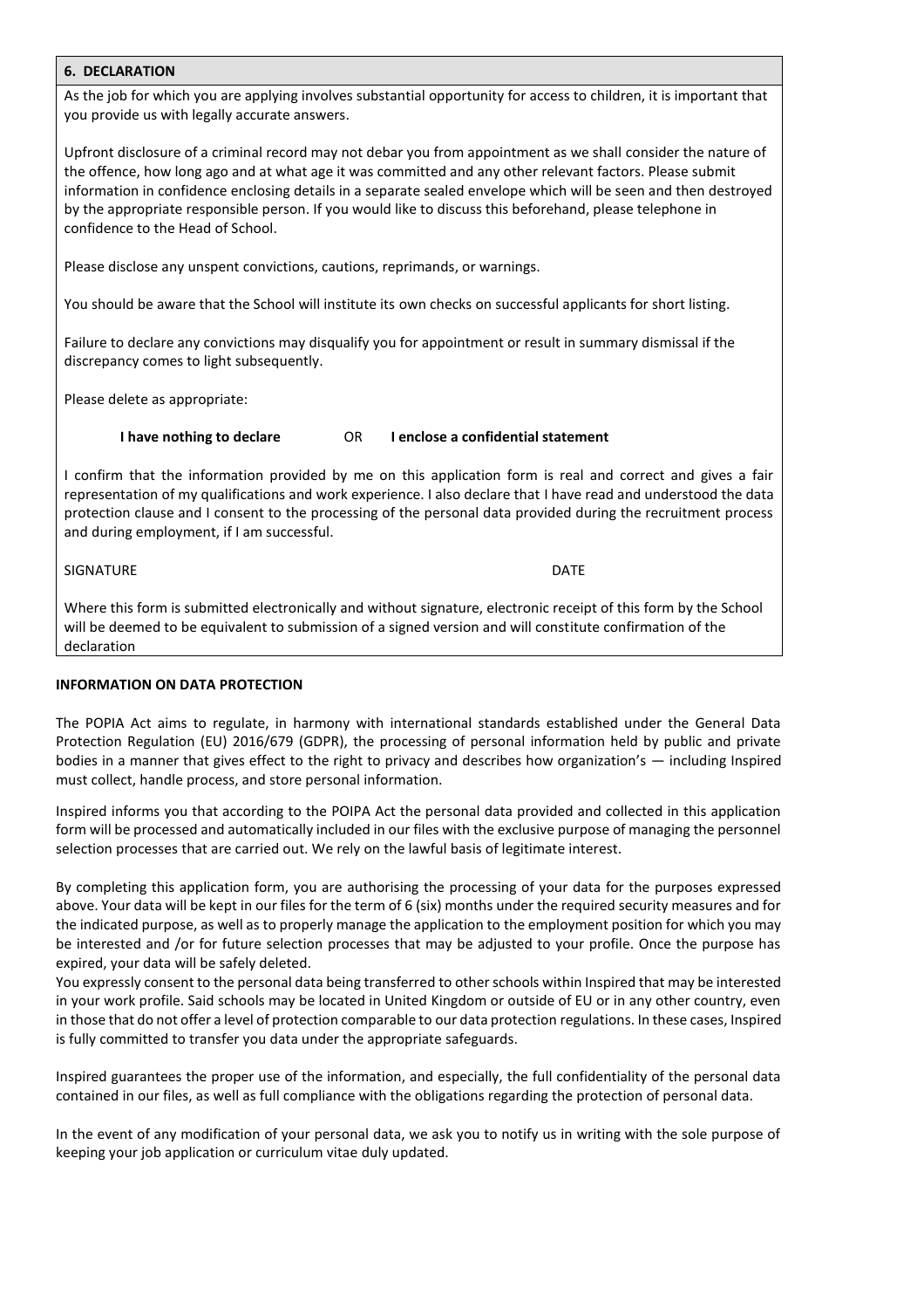## 6. DECLARATION

As the job for which you are applying involves substantial opportunity for access to children, it is important that you provide us with legally accurate answers.

Upfront disclosure of a criminal record may not debar you from appointment as we shall consider the nature of the offence, how long ago and at what age it was committed and any other relevant factors. Please submit information in confidence enclosing details in a separate sealed envelope which will be seen and then destroyed by the appropriate responsible person. If you would like to discuss this beforehand, please telephone in confidence to the Head of School.

Please disclose any unspent convictions, cautions, reprimands, or warnings.

You should be aware that the School will institute its own checks on successful applicants for short listing.

Failure to declare any convictions may disqualify you for appointment or result in summary dismissal if the discrepancy comes to light subsequently.

Please delete as appropriate:

**I have nothing to declare** OR **I enclose a confidential statement**

I confirm that the information provided by me on this application form is real and correct and gives a fair representation of my qualifications and work experience. I also declare that I have read and understood the data protection clause and I consent to the processing of the personal data provided during the recruitment process and during employment, if I am successful.

SIGNATURE DATE

Where this form is submitted electronically and without signature, electronic receipt of this form by the School will be deemed to be equivalent to submission of a signed version and will constitute confirmation of the declaration

**INFORMATION ON DATA PROTECTION**

The POPIA Act aims to regulate, in harmony with international standards established under the General Data Protection Regulation (EU) 2016/679 (GDPR), the processing of personal information held by public and private bodies in a manner that gives effect to the right to privacy and describes how organization's — including Inspired must collect, handle process, and store personal information.

Inspired informs you that according to the POIPA Act the personal data provided and collected in this application form will be processed and automatically included in our files with the exclusive purpose of managing the personnel selection processes that are carried out. We rely on the lawful basis of legitimate interest.

By completing this application form, you are authorising the processing of your data for the purposes expressed above. Your data will be kept in our files for the term of 6 (six) months under the required security measures and for the indicated purpose, as well as to properly manage the application to the employment position for which you may be interested and /or for future selection processes that may be adjusted to your profile. Once the purpose has expired, your data will be safely deleted.

You expressly consent to the personal data being transferred to other schools within Inspired that may be interested in your work profile. Said schools may be located in United Kingdom or outside of EU or in any other country, even in those that do not offer a level of protection comparable to our data protection regulations. In these cases, Inspired is fully committed to transfer you data under the appropriate safeguards.

Inspired guarantees the proper use of the information, and especially, the full confidentiality of the personal data contained in our files, as well as full compliance with the obligations regarding the protection of personal data.

In the event of any modification of your personal data, we ask you to notify us in writing with the sole purpose of keeping your job application or curriculum vitae duly updated.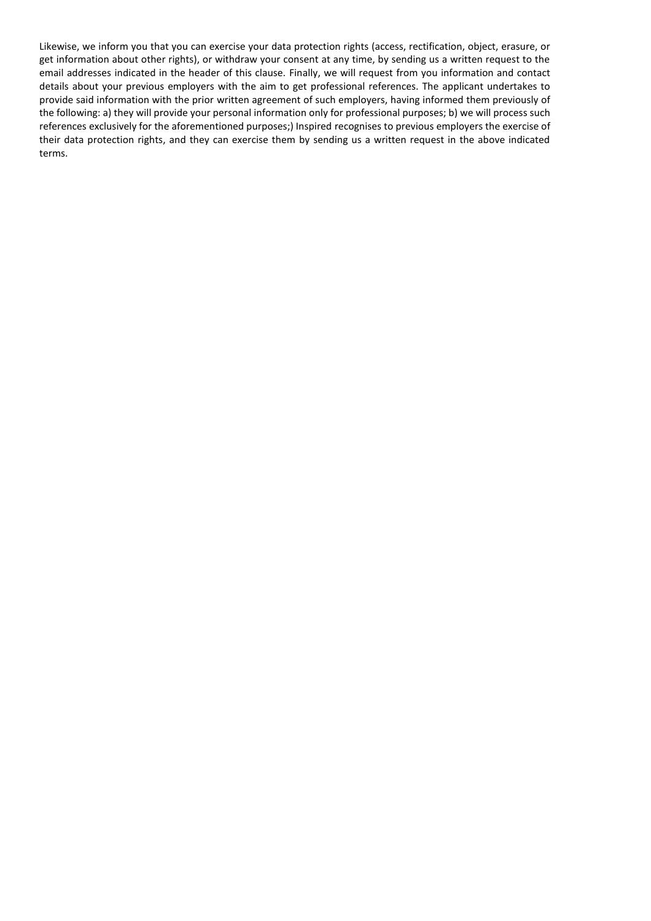Likewise, we inform you that you can exercise your data protection rights (access, rectification, object, erasure, or get information about other rights), or withdraw your consent at any time, by sending us a written request to the email addresses indicated in the header of this clause. Finally, we will request from you information and contact details about your previous employers with the aim to get professional references. The applicant undertakes to provide said information with the prior written agreement of such employers, having informed them previously of the following: a) they will provide your personal information only for professional purposes; b) we will process such references exclusively for the aforementioned purposes;) Inspired recognises to previous employers the exercise of their data protection rights, and they can exercise them by sending us a written request in the above indicated terms.